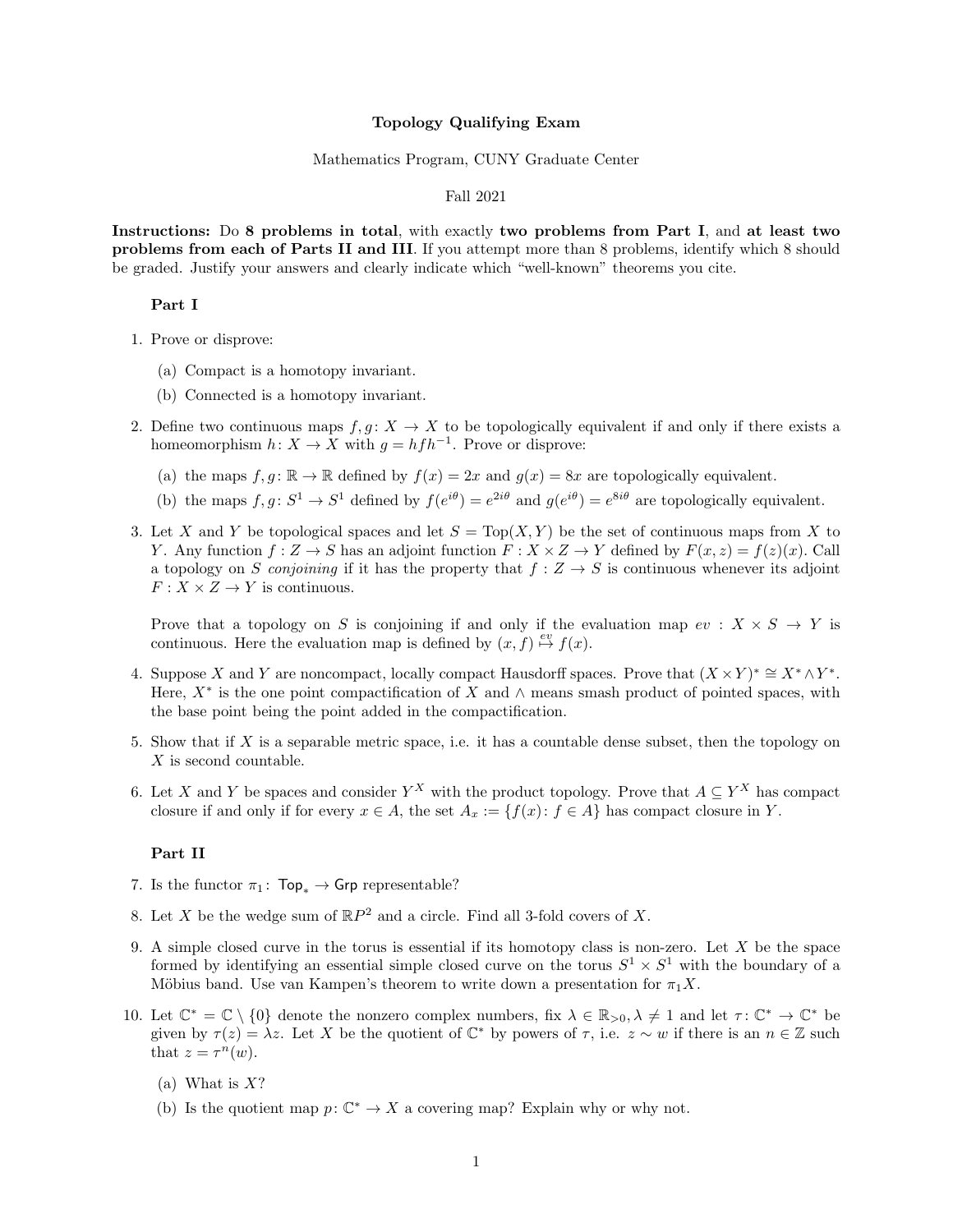**Topology Qualifying Exam**

Mathematics Program, CUNY Graduate Center

Fall 2021

**Instructions:** Do **8 problems in total**, with exactly **two problems from Part I**, and **at least two problems from each of Parts II and III**. If you attempt more than 8 problems, identify which 8 should be graded. Justify your answers and clearly indicate which "well-known" theorems you cite.

**Part I**

1. Prove or disprove:

   (a) Compact is a homotopy invariant.

   (b) Connected is a homotopy invariant.

2. Define two continuous maps $f, g\colon X \to X$ to be topologically equivalent if and only if there exists a homeomorphism $h\colon X \to X$ with $g = hfh^{-1}$. Prove or disprove:

   (a) the maps $f, g\colon \mathbb{R} \to \mathbb{R}$ defined by $f(x) = 2x$ and $g(x) = 8x$ are topologically equivalent.

   (b) the maps $f, g\colon S^1 \to S^1$ defined by $f(e^{i\theta}) = e^{2i\theta}$ and $g(e^{i\theta}) = e^{8i\theta}$ are topologically equivalent.

3. Let $X$ and $Y$ be topological spaces and let $S = \mathrm{Top}(X, Y)$ be the set of continuous maps from $X$ to $Y$. Any function $f : Z \to S$ has an adjoint function $F : X \times Z \to Y$ defined by $F(x, z) = f(z)(x)$. Call a topology on $S$ *conjoining* if it has the property that $f : Z \to S$ is continuous whenever its adjoint $F : X \times Z \to Y$ is continuous.

   Prove that a topology on $S$ is conjoining if and only if the evaluation map $ev : X \times S \to Y$ is continuous. Here the evaluation map is defined by $(x, f) \overset{ev}{\mapsto} f(x)$.

4. Suppose $X$ and $Y$ are noncompact, locally compact Hausdorff spaces. Prove that $(X \times Y)^* \cong X^* \wedge Y^*$. Here, $X^*$ is the one point compactification of $X$ and $\wedge$ means smash product of pointed spaces, with the base point being the point added in the compactification.

5. Show that if $X$ is a separable metric space, i.e. it has a countable dense subset, then the topology on $X$ is second countable.

6. Let $X$ and $Y$ be spaces and consider $Y^X$ with the product topology. Prove that $A \subseteq Y^X$ has compact closure if and only if for every $x \in A$, the set $A_x := \{f(x)\colon f \in A\}$ has compact closure in $Y$.

**Part II**

7. Is the functor $\pi_1\colon \mathsf{Top}_* \to \mathsf{Grp}$ representable?

8. Let $X$ be the wedge sum of $\mathbb{R}P^2$ and a circle. Find all 3-fold covers of $X$.

9. A simple closed curve in the torus is essential if its homotopy class is non-zero. Let $X$ be the space formed by identifying an essential simple closed curve on the torus $S^1 \times S^1$ with the boundary of a Möbius band. Use van Kampen's theorem to write down a presentation for $\pi_1 X$.

10. Let $\mathbb{C}^* = \mathbb{C} \setminus \{0\}$ denote the nonzero complex numbers, fix $\lambda \in \mathbb{R}_{>0}, \lambda \neq 1$ and let $\tau\colon \mathbb{C}^* \to \mathbb{C}^*$ be given by $\tau(z) = \lambda z$. Let $X$ be the quotient of $\mathbb{C}^*$ by powers of $\tau$, i.e. $z \sim w$ if there is an $n \in \mathbb{Z}$ such that $z = \tau^n(w)$.

    (a) What is $X$?

    (b) Is the quotient map $p\colon \mathbb{C}^* \to X$ a covering map? Explain why or why not.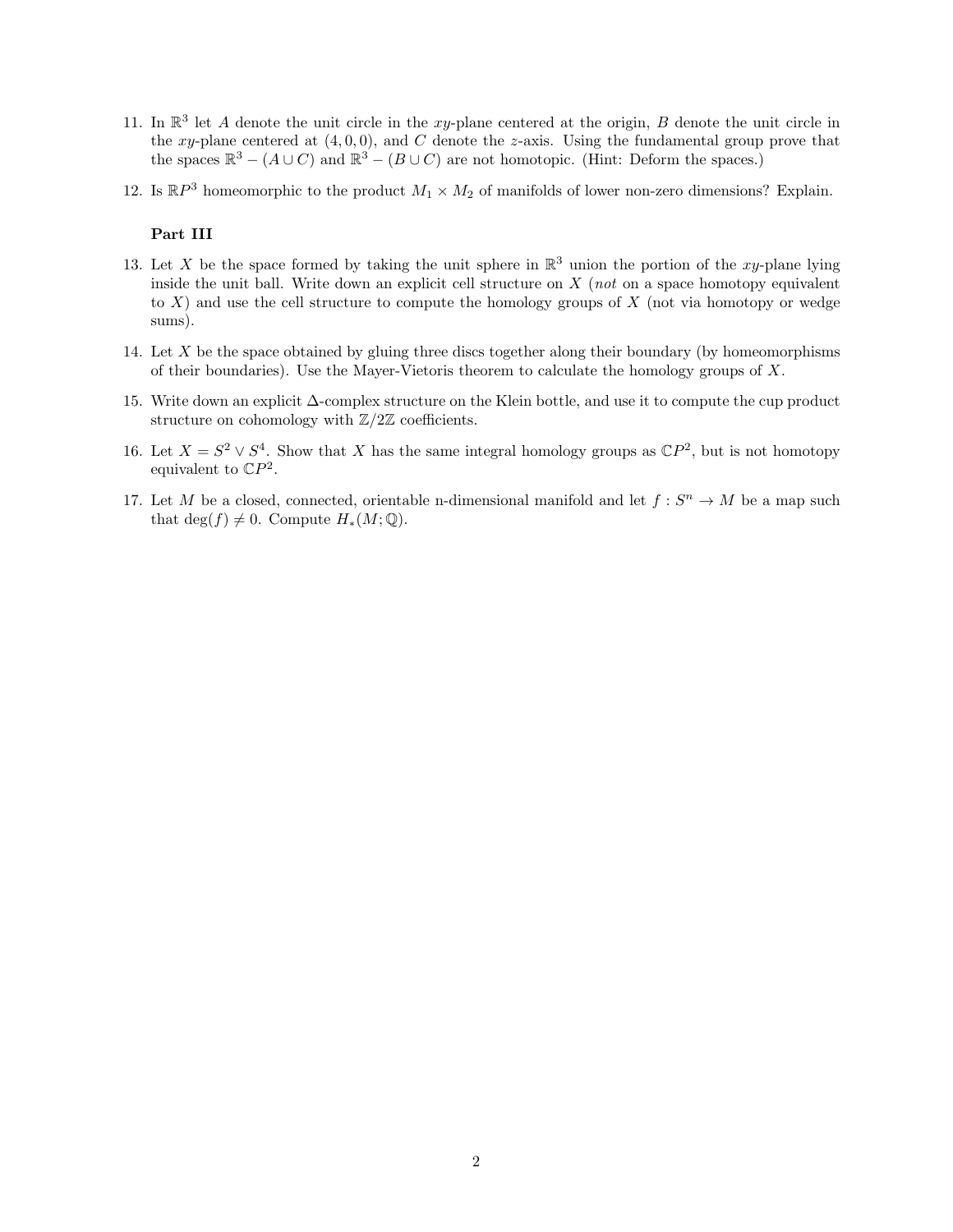11. In $\mathbb{R}^3$ let $A$ denote the unit circle in the $xy$-plane centered at the origin, $B$ denote the unit circle in the $xy$-plane centered at $(4, 0, 0)$, and $C$ denote the $z$-axis. Using the fundamental group prove that the spaces $\mathbb{R}^3 - (A \cup C)$ and $\mathbb{R}^3 - (B \cup C)$ are not homotopic. (Hint: Deform the spaces.)

12. Is $\mathbb{R}P^3$ homeomorphic to the product $M_1 \times M_2$ of manifolds of lower non-zero dimensions? Explain.

**Part III**

13. Let $X$ be the space formed by taking the unit sphere in $\mathbb{R}^3$ union the portion of the $xy$-plane lying inside the unit ball. Write down an explicit cell structure on $X$ (*not* on a space homotopy equivalent to $X$) and use the cell structure to compute the homology groups of $X$ (not via homotopy or wedge sums).

14. Let $X$ be the space obtained by gluing three discs together along their boundary (by homeomorphisms of their boundaries). Use the Mayer-Vietoris theorem to calculate the homology groups of $X$.

15. Write down an explicit $\Delta$-complex structure on the Klein bottle, and use it to compute the cup product structure on cohomology with $\mathbb{Z}/2\mathbb{Z}$ coefficients.

16. Let $X = S^2 \vee S^4$. Show that $X$ has the same integral homology groups as $\mathbb{C}P^2$, but is not homotopy equivalent to $\mathbb{C}P^2$.

17. Let $M$ be a closed, connected, orientable n-dimensional manifold and let $f : S^n \to M$ be a map such that $\deg(f) \neq 0$. Compute $H_*(M; \mathbb{Q})$.